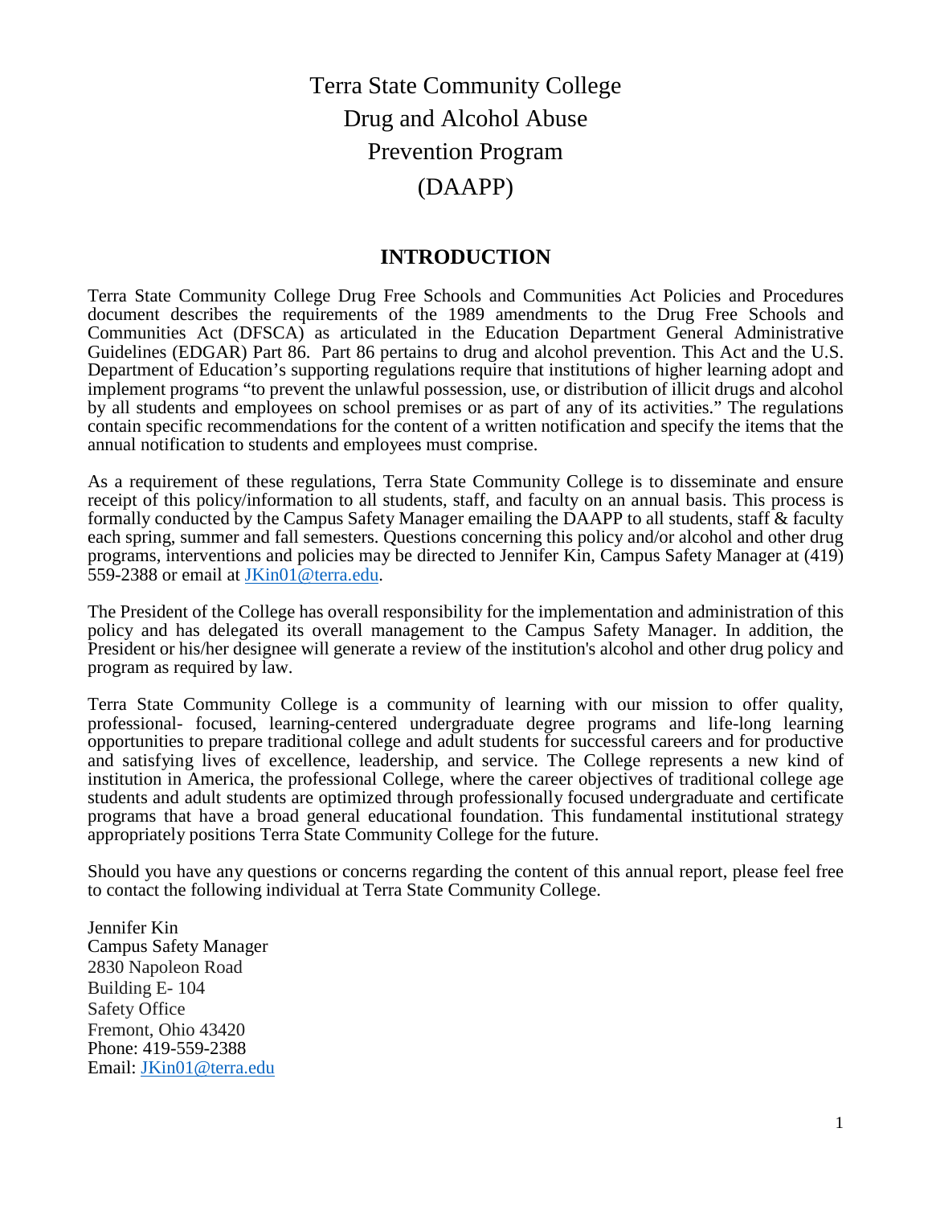# Terra State Community College Drug and Alcohol Abuse Prevention Program (DAAPP)

## INTRODUCTION

Terra State Community College Drug Free Schools and Communities Act Policies and Procedures document describes the requirements of the 1989 amendments to the Drug Free Schools and Communities Act (DFSCA) as articulated in the Education Department General Administrative Guidelines (EDGAR) Part 86. Part 86 pertains to drug and alcohol prevention. This Act and the U.S. Department of Education's supporting regulations require that institutions of higher learning adopt and implement programs "to prevent the unlawful possession, use, or distribution of illicit drugs and alcohol by all students and employees on school premises or as part of any of its activities." The regulations contain specific recommendations for the content of a written notification and specify the items that the annual notification to students and employees must comprise.

As a requirement of these regulations, Terra State Community College is to disseminate and ensure receipt of this policy/information to all students, staff, and faculty on an annual basis. This process is formally conducted by the Campus Safety Manager emailing the DAAPP to all students, staff & faculty each spring, summer and fall semesters. Questions concerning this policy and/or alcohol and other drug programs, interventions and policies may be directed to Jennifer Kin, Campus Safety Manager at (419) 559-2388 or email at JKin01@terra.edu.

The President of the College has overall responsibility for the implementation and administration of this policy and has delegated its overall management to the Campus Safety Manager. In addition, the President or his/her designee will generate a review of the institution's alcohol and other drug policy and program as required by law.

Terra State Community College is a community of learning with our mission to offer quality, professional- focused, learning-centered undergraduate degree programs and life-long learning opportunities to prepare traditional college and adult students for successful careers and for productive and satisfying lives of excellence, leadership, and service. The College represents a new kind of institution in America, the professional College, where the career objectives of traditional college age students and adult students are optimized through professionally focused undergraduate and certificate programs that have a broad general educational foundation. This fundamental institutional strategy appropriately positions Terra State Community College for the future.

Should you have any questions or concerns regarding the content of this annual report, please feel free to contact the following individual at Terra State Community College.

Jennifer Kin  
Campus Safety Manager  
2830 Napoleon Road  
Building E- 104  
Safety Office  
Fremont, Ohio 43420  
Phone: 419-559-2388  
Email: JKin01@terra.edu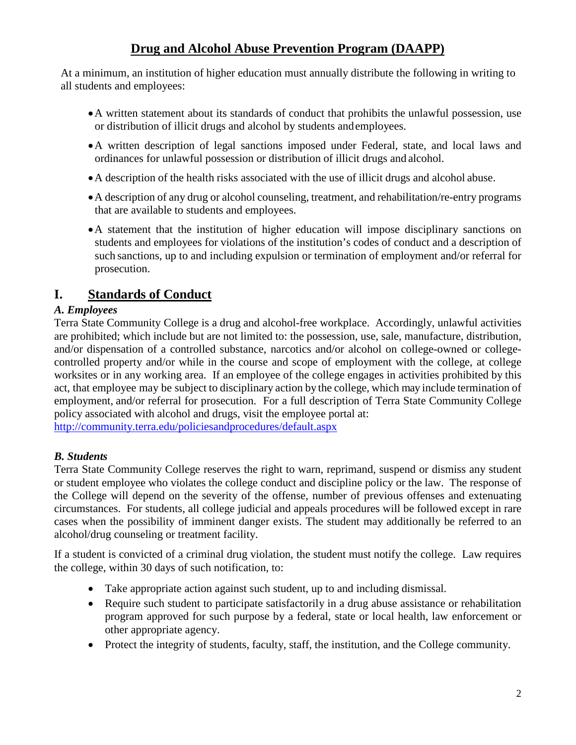# Drug and Alcohol Abuse Prevention Program (DAAPP)

At a minimum, an institution of higher education must annually distribute the following in writing to all students and employees:

- A written statement about its standards of conduct that prohibits the unlawful possession, use or distribution of illicit drugs and alcohol by students and employees.
- A written description of legal sanctions imposed under Federal, state, and local laws and ordinances for unlawful possession or distribution of illicit drugs and alcohol.
- A description of the health risks associated with the use of illicit drugs and alcohol abuse.
- A description of any drug or alcohol counseling, treatment, and rehabilitation/re-entry programs that are available to students and employees.
- A statement that the institution of higher education will impose disciplinary sanctions on students and employees for violations of the institution's codes of conduct and a description of such sanctions, up to and including expulsion or termination of employment and/or referral for prosecution.

## I. Standards of Conduct

### *A. Employees*

Terra State Community College is a drug and alcohol-free workplace. Accordingly, unlawful activities are prohibited; which include but are not limited to: the possession, use, sale, manufacture, distribution, and/or dispensation of a controlled substance, narcotics and/or alcohol on college-owned or college-controlled property and/or while in the course and scope of employment with the college, at college worksites or in any working area. If an employee of the college engages in activities prohibited by this act, that employee may be subject to disciplinary action by the college, which may include termination of employment, and/or referral for prosecution. For a full description of Terra State Community College policy associated with alcohol and drugs, visit the employee portal at: http://community.terra.edu/policiesandprocedures/default.aspx

### *B. Students*

Terra State Community College reserves the right to warn, reprimand, suspend or dismiss any student or student employee who violates the college conduct and discipline policy or the law. The response of the College will depend on the severity of the offense, number of previous offenses and extenuating circumstances. For students, all college judicial and appeals procedures will be followed except in rare cases when the possibility of imminent danger exists. The student may additionally be referred to an alcohol/drug counseling or treatment facility.

If a student is convicted of a criminal drug violation, the student must notify the college. Law requires the college, within 30 days of such notification, to:

- Take appropriate action against such student, up to and including dismissal.
- Require such student to participate satisfactorily in a drug abuse assistance or rehabilitation program approved for such purpose by a federal, state or local health, law enforcement or other appropriate agency.
- Protect the integrity of students, faculty, staff, the institution, and the College community.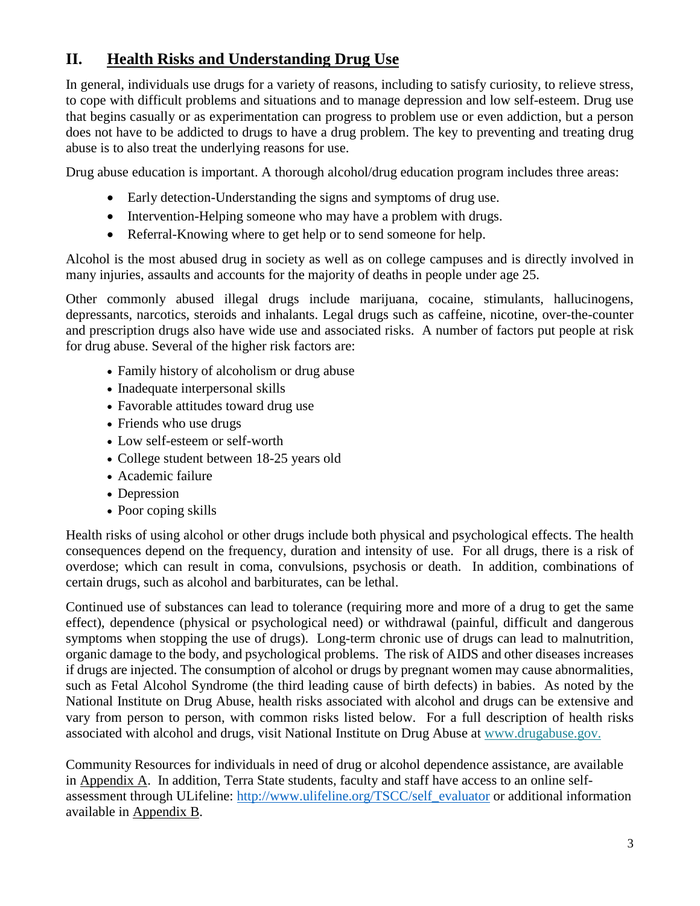## II. Health Risks and Understanding Drug Use

In general, individuals use drugs for a variety of reasons, including to satisfy curiosity, to relieve stress, to cope with difficult problems and situations and to manage depression and low self-esteem. Drug use that begins casually or as experimentation can progress to problem use or even addiction, but a person does not have to be addicted to drugs to have a drug problem. The key to preventing and treating drug abuse is to also treat the underlying reasons for use.

Drug abuse education is important. A thorough alcohol/drug education program includes three areas:

- Early detection-Understanding the signs and symptoms of drug use.
- Intervention-Helping someone who may have a problem with drugs.
- Referral-Knowing where to get help or to send someone for help.

Alcohol is the most abused drug in society as well as on college campuses and is directly involved in many injuries, assaults and accounts for the majority of deaths in people under age 25.

Other commonly abused illegal drugs include marijuana, cocaine, stimulants, hallucinogens, depressants, narcotics, steroids and inhalants. Legal drugs such as caffeine, nicotine, over-the-counter and prescription drugs also have wide use and associated risks. A number of factors put people at risk for drug abuse. Several of the higher risk factors are:

- Family history of alcoholism or drug abuse
- Inadequate interpersonal skills
- Favorable attitudes toward drug use
- Friends who use drugs
- Low self-esteem or self-worth
- College student between 18-25 years old
- Academic failure
- Depression
- Poor coping skills

Health risks of using alcohol or other drugs include both physical and psychological effects. The health consequences depend on the frequency, duration and intensity of use. For all drugs, there is a risk of overdose; which can result in coma, convulsions, psychosis or death. In addition, combinations of certain drugs, such as alcohol and barbiturates, can be lethal.

Continued use of substances can lead to tolerance (requiring more and more of a drug to get the same effect), dependence (physical or psychological need) or withdrawal (painful, difficult and dangerous symptoms when stopping the use of drugs). Long-term chronic use of drugs can lead to malnutrition, organic damage to the body, and psychological problems. The risk of AIDS and other diseases increases if drugs are injected. The consumption of alcohol or drugs by pregnant women may cause abnormalities, such as Fetal Alcohol Syndrome (the third leading cause of birth defects) in babies. As noted by the National Institute on Drug Abuse, health risks associated with alcohol and drugs can be extensive and vary from person to person, with common risks listed below. For a full description of health risks associated with alcohol and drugs, visit National Institute on Drug Abuse at [www.drugabuse.gov.](http://www.drugabuse.gov)

Community Resources for individuals in need of drug or alcohol dependence assistance, are available in Appendix A. In addition, Terra State students, faculty and staff have access to an online self-assessment through ULifeline: [http://www.ulifeline.org/TSCC/self_evaluator](http://www.ulifeline.org/TSCC/self_evaluator) or additional information available in Appendix B.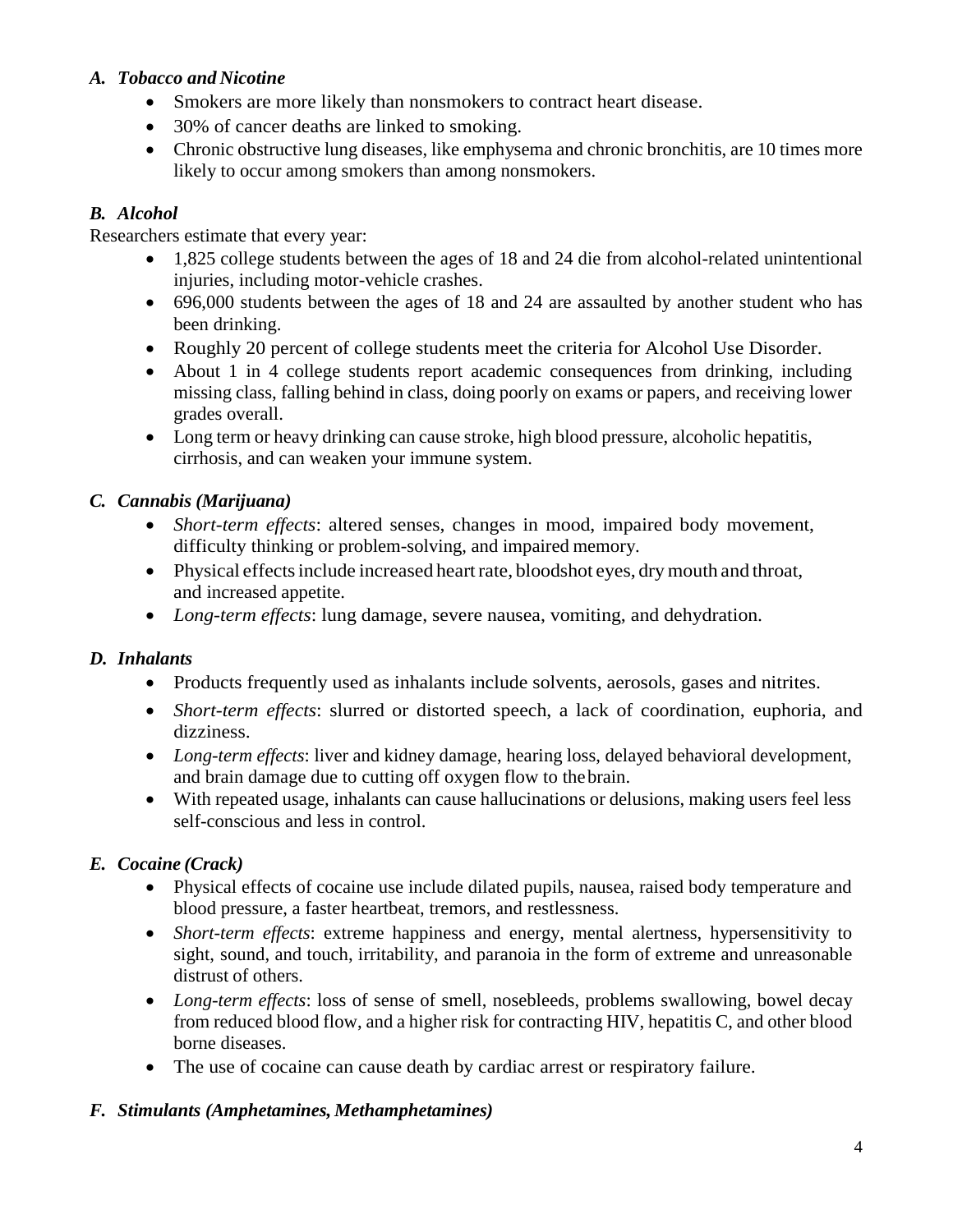### *A. Tobacco and Nicotine*

- Smokers are more likely than nonsmokers to contract heart disease.
- 30% of cancer deaths are linked to smoking.
- Chronic obstructive lung diseases, like emphysema and chronic bronchitis, are 10 times more likely to occur among smokers than among nonsmokers.

### *B. Alcohol*

Researchers estimate that every year:

- 1,825 college students between the ages of 18 and 24 die from alcohol-related unintentional injuries, including motor-vehicle crashes.
- 696,000 students between the ages of 18 and 24 are assaulted by another student who has been drinking.
- Roughly 20 percent of college students meet the criteria for Alcohol Use Disorder.
- About 1 in 4 college students report academic consequences from drinking, including missing class, falling behind in class, doing poorly on exams or papers, and receiving lower grades overall.
- Long term or heavy drinking can cause stroke, high blood pressure, alcoholic hepatitis, cirrhosis, and can weaken your immune system.

### *C. Cannabis (Marijuana)*

- *Short-term effects*: altered senses, changes in mood, impaired body movement, difficulty thinking or problem-solving, and impaired memory.
- Physical effects include increased heart rate, bloodshot eyes, dry mouth and throat, and increased appetite.
- *Long-term effects*: lung damage, severe nausea, vomiting, and dehydration.

### *D. Inhalants*

- Products frequently used as inhalants include solvents, aerosols, gases and nitrites.
- *Short-term effects*: slurred or distorted speech, a lack of coordination, euphoria, and dizziness.
- *Long-term effects*: liver and kidney damage, hearing loss, delayed behavioral development, and brain damage due to cutting off oxygen flow to the brain.
- With repeated usage, inhalants can cause hallucinations or delusions, making users feel less self-conscious and less in control.

### *E. Cocaine (Crack)*

- Physical effects of cocaine use include dilated pupils, nausea, raised body temperature and blood pressure, a faster heartbeat, tremors, and restlessness.
- *Short-term effects*: extreme happiness and energy, mental alertness, hypersensitivity to sight, sound, and touch, irritability, and paranoia in the form of extreme and unreasonable distrust of others.
- *Long-term effects*: loss of sense of smell, nosebleeds, problems swallowing, bowel decay from reduced blood flow, and a higher risk for contracting HIV, hepatitis C, and other blood borne diseases.
- The use of cocaine can cause death by cardiac arrest or respiratory failure.

### *F. Stimulants (Amphetamines, Methamphetamines)*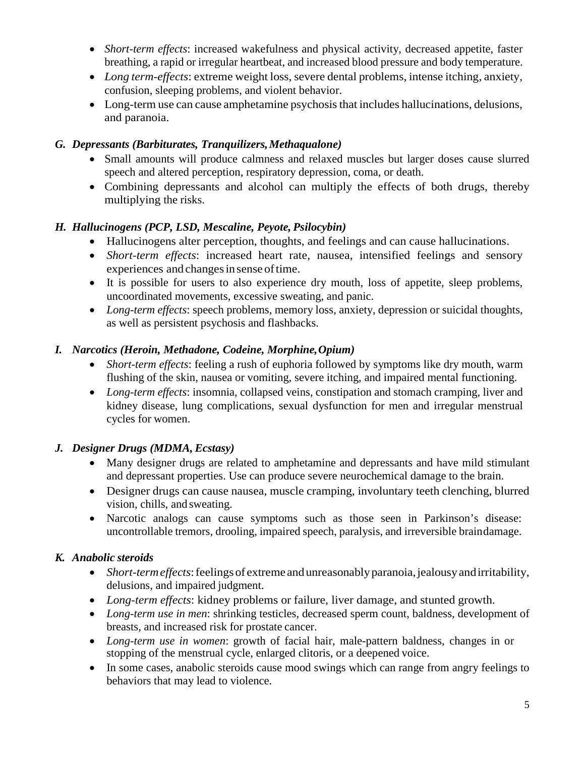- *Short-term effects*: increased wakefulness and physical activity, decreased appetite, faster breathing, a rapid or irregular heartbeat, and increased blood pressure and body temperature.
- *Long term-effects*: extreme weight loss, severe dental problems, intense itching, anxiety, confusion, sleeping problems, and violent behavior.
- Long-term use can cause amphetamine psychosis that includes hallucinations, delusions, and paranoia.

### *G. Depressants (Barbiturates, Tranquilizers, Methaqualone)*

- Small amounts will produce calmness and relaxed muscles but larger doses cause slurred speech and altered perception, respiratory depression, coma, or death.
- Combining depressants and alcohol can multiply the effects of both drugs, thereby multiplying the risks.

### *H. Hallucinogens (PCP, LSD, Mescaline, Peyote, Psilocybin)*

- Hallucinogens alter perception, thoughts, and feelings and can cause hallucinations.
- *Short-term effects*: increased heart rate, nausea, intensified feelings and sensory experiences and changes in sense of time.
- It is possible for users to also experience dry mouth, loss of appetite, sleep problems, uncoordinated movements, excessive sweating, and panic.
- *Long-term effects*: speech problems, memory loss, anxiety, depression or suicidal thoughts, as well as persistent psychosis and flashbacks.

### *I. Narcotics (Heroin, Methadone, Codeine, Morphine, Opium)*

- *Short-term effects*: feeling a rush of euphoria followed by symptoms like dry mouth, warm flushing of the skin, nausea or vomiting, severe itching, and impaired mental functioning.
- *Long-term effects*: insomnia, collapsed veins, constipation and stomach cramping, liver and kidney disease, lung complications, sexual dysfunction for men and irregular menstrual cycles for women.

### *J. Designer Drugs (MDMA, Ecstasy)*

- Many designer drugs are related to amphetamine and depressants and have mild stimulant and depressant properties. Use can produce severe neurochemical damage to the brain.
- Designer drugs can cause nausea, muscle cramping, involuntary teeth clenching, blurred vision, chills, and sweating.
- Narcotic analogs can cause symptoms such as those seen in Parkinson's disease: uncontrollable tremors, drooling, impaired speech, paralysis, and irreversible brain damage.

### *K. Anabolic steroids*

- *Short-term effects*: feelings of extreme and unreasonably paranoia, jealousy and irritability, delusions, and impaired judgment.
- *Long-term effects*: kidney problems or failure, liver damage, and stunted growth.
- *Long-term use in men*: shrinking testicles, decreased sperm count, baldness, development of breasts, and increased risk for prostate cancer.
- *Long-term use in women*: growth of facial hair, male-pattern baldness, changes in or stopping of the menstrual cycle, enlarged clitoris, or a deepened voice.
- In some cases, anabolic steroids cause mood swings which can range from angry feelings to behaviors that may lead to violence.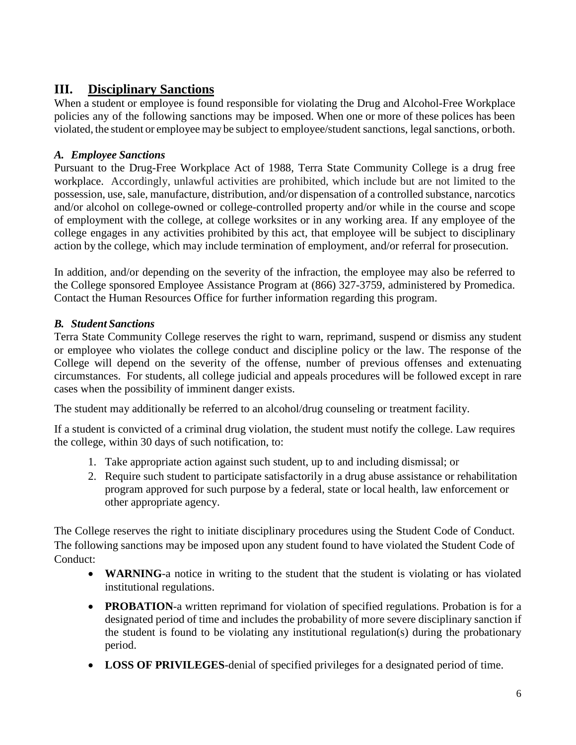## III. Disciplinary Sanctions

When a student or employee is found responsible for violating the Drug and Alcohol-Free Workplace policies any of the following sanctions may be imposed. When one or more of these polices has been violated, the student or employee may be subject to employee/student sanctions, legal sanctions, or both.

### *A. Employee Sanctions*

Pursuant to the Drug-Free Workplace Act of 1988, Terra State Community College is a drug free workplace. Accordingly, unlawful activities are prohibited, which include but are not limited to the possession, use, sale, manufacture, distribution, and/or dispensation of a controlled substance, narcotics and/or alcohol on college-owned or college-controlled property and/or while in the course and scope of employment with the college, at college worksites or in any working area. If any employee of the college engages in any activities prohibited by this act, that employee will be subject to disciplinary action by the college, which may include termination of employment, and/or referral for prosecution.

In addition, and/or depending on the severity of the infraction, the employee may also be referred to the College sponsored Employee Assistance Program at (866) 327-3759, administered by Promedica. Contact the Human Resources Office for further information regarding this program.

### *B. Student Sanctions*

Terra State Community College reserves the right to warn, reprimand, suspend or dismiss any student or employee who violates the college conduct and discipline policy or the law. The response of the College will depend on the severity of the offense, number of previous offenses and extenuating circumstances. For students, all college judicial and appeals procedures will be followed except in rare cases when the possibility of imminent danger exists.

The student may additionally be referred to an alcohol/drug counseling or treatment facility.

If a student is convicted of a criminal drug violation, the student must notify the college. Law requires the college, within 30 days of such notification, to:

1. Take appropriate action against such student, up to and including dismissal; or
2. Require such student to participate satisfactorily in a drug abuse assistance or rehabilitation program approved for such purpose by a federal, state or local health, law enforcement or other appropriate agency.

The College reserves the right to initiate disciplinary procedures using the Student Code of Conduct. The following sanctions may be imposed upon any student found to have violated the Student Code of Conduct:

- **WARNING**-a notice in writing to the student that the student is violating or has violated institutional regulations.
- **PROBATION**-a written reprimand for violation of specified regulations. Probation is for a designated period of time and includes the probability of more severe disciplinary sanction if the student is found to be violating any institutional regulation(s) during the probationary period.
- **LOSS OF PRIVILEGES**-denial of specified privileges for a designated period of time.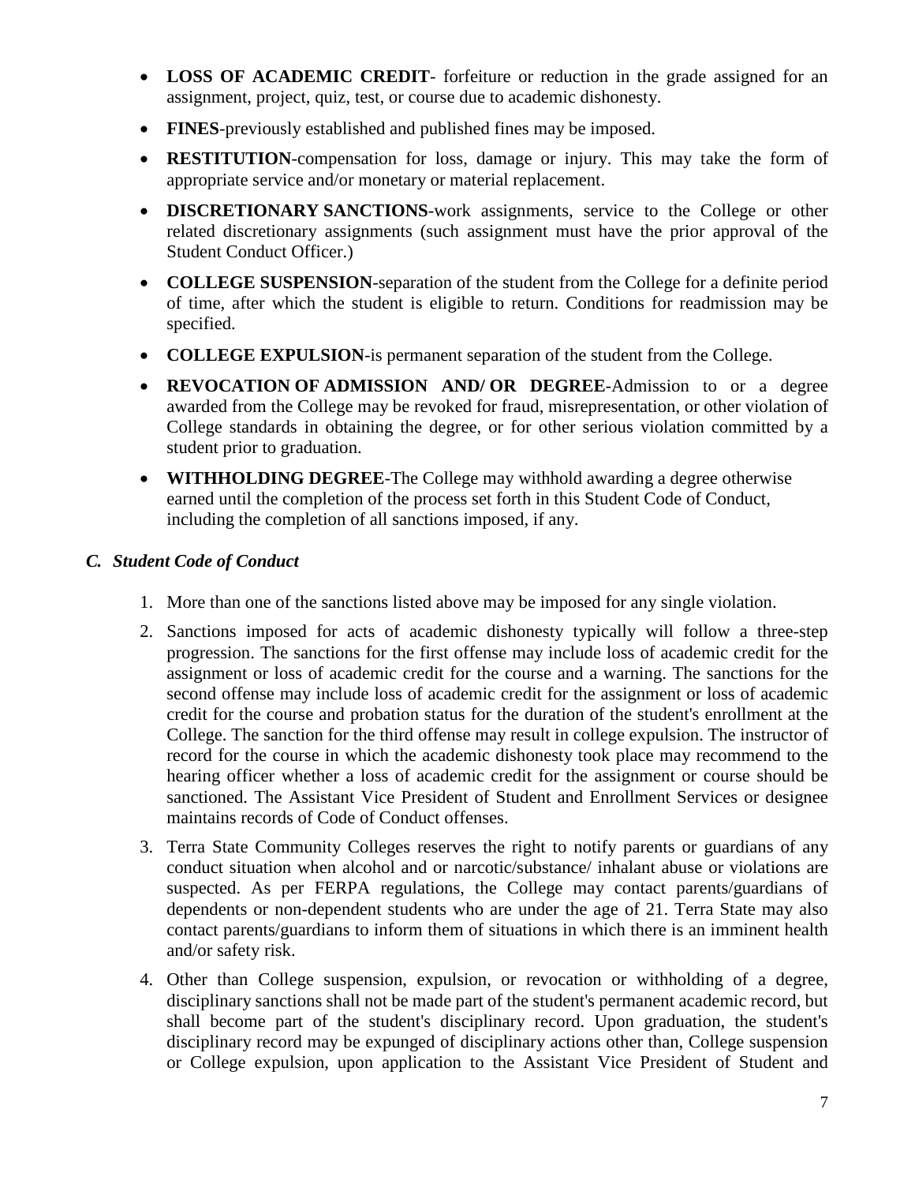- **LOSS OF ACADEMIC CREDIT**- forfeiture or reduction in the grade assigned for an assignment, project, quiz, test, or course due to academic dishonesty.
- **FINES**-previously established and published fines may be imposed.
- **RESTITUTION**-compensation for loss, damage or injury. This may take the form of appropriate service and/or monetary or material replacement.
- **DISCRETIONARY SANCTIONS**-work assignments, service to the College or other related discretionary assignments (such assignment must have the prior approval of the Student Conduct Officer.)
- **COLLEGE SUSPENSION**-separation of the student from the College for a definite period of time, after which the student is eligible to return. Conditions for readmission may be specified.
- **COLLEGE EXPULSION**-is permanent separation of the student from the College.
- **REVOCATION OF ADMISSION AND/ OR DEGREE**-Admission to or a degree awarded from the College may be revoked for fraud, misrepresentation, or other violation of College standards in obtaining the degree, or for other serious violation committed by a student prior to graduation.
- **WITHHOLDING DEGREE**-The College may withhold awarding a degree otherwise earned until the completion of the process set forth in this Student Code of Conduct, including the completion of all sanctions imposed, if any.

### *C. Student Code of Conduct*

1. More than one of the sanctions listed above may be imposed for any single violation.
2. Sanctions imposed for acts of academic dishonesty typically will follow a three-step progression. The sanctions for the first offense may include loss of academic credit for the assignment or loss of academic credit for the course and a warning. The sanctions for the second offense may include loss of academic credit for the assignment or loss of academic credit for the course and probation status for the duration of the student's enrollment at the College. The sanction for the third offense may result in college expulsion. The instructor of record for the course in which the academic dishonesty took place may recommend to the hearing officer whether a loss of academic credit for the assignment or course should be sanctioned. The Assistant Vice President of Student and Enrollment Services or designee maintains records of Code of Conduct offenses.
3. Terra State Community Colleges reserves the right to notify parents or guardians of any conduct situation when alcohol and or narcotic/substance/ inhalant abuse or violations are suspected. As per FERPA regulations, the College may contact parents/guardians of dependents or non-dependent students who are under the age of 21. Terra State may also contact parents/guardians to inform them of situations in which there is an imminent health and/or safety risk.
4. Other than College suspension, expulsion, or revocation or withholding of a degree, disciplinary sanctions shall not be made part of the student's permanent academic record, but shall become part of the student's disciplinary record. Upon graduation, the student's disciplinary record may be expunged of disciplinary actions other than, College suspension or College expulsion, upon application to the Assistant Vice President of Student and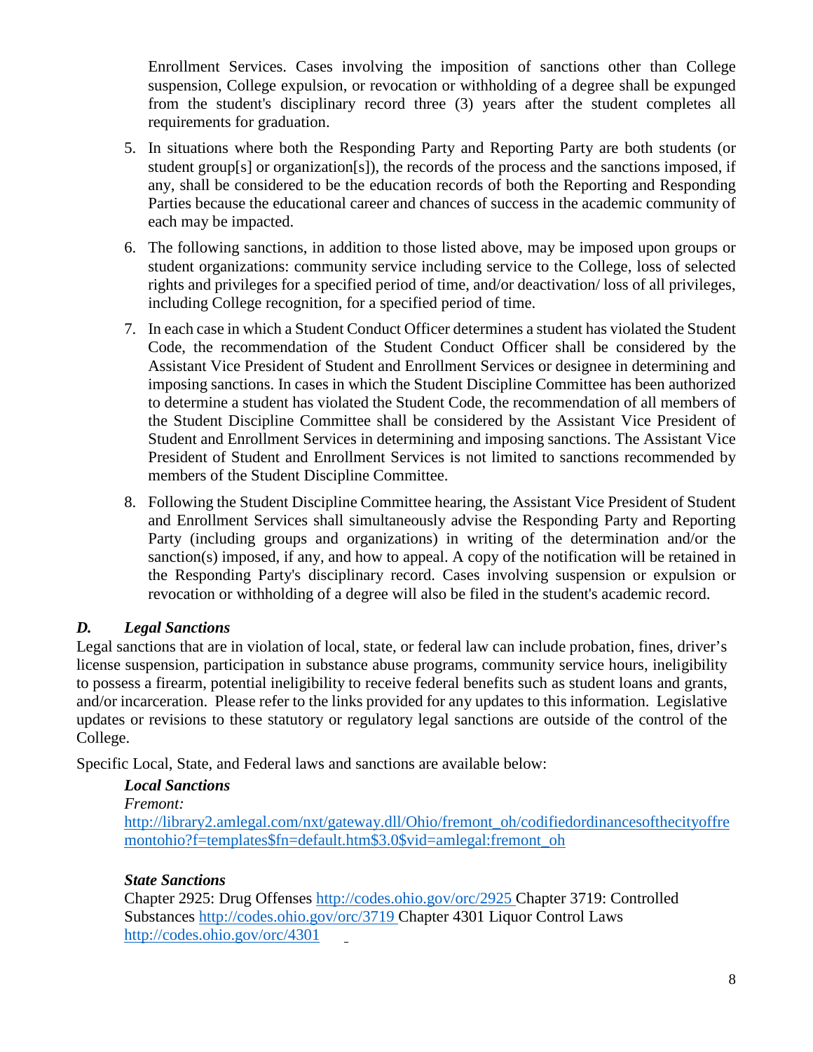Enrollment Services. Cases involving the imposition of sanctions other than College suspension, College expulsion, or revocation or withholding of a degree shall be expunged from the student's disciplinary record three (3) years after the student completes all requirements for graduation.

5. In situations where both the Responding Party and Reporting Party are both students (or student group[s] or organization[s]), the records of the process and the sanctions imposed, if any, shall be considered to be the education records of both the Reporting and Responding Parties because the educational career and chances of success in the academic community of each may be impacted.
6. The following sanctions, in addition to those listed above, may be imposed upon groups or student organizations: community service including service to the College, loss of selected rights and privileges for a specified period of time, and/or deactivation/ loss of all privileges, including College recognition, for a specified period of time.
7. In each case in which a Student Conduct Officer determines a student has violated the Student Code, the recommendation of the Student Conduct Officer shall be considered by the Assistant Vice President of Student and Enrollment Services or designee in determining and imposing sanctions. In cases in which the Student Discipline Committee has been authorized to determine a student has violated the Student Code, the recommendation of all members of the Student Discipline Committee shall be considered by the Assistant Vice President of Student and Enrollment Services in determining and imposing sanctions. The Assistant Vice President of Student and Enrollment Services is not limited to sanctions recommended by members of the Student Discipline Committee.
8. Following the Student Discipline Committee hearing, the Assistant Vice President of Student and Enrollment Services shall simultaneously advise the Responding Party and Reporting Party (including groups and organizations) in writing of the determination and/or the sanction(s) imposed, if any, and how to appeal. A copy of the notification will be retained in the Responding Party's disciplinary record. Cases involving suspension or expulsion or revocation or withholding of a degree will also be filed in the student's academic record.

### *D. Legal Sanctions*

Legal sanctions that are in violation of local, state, or federal law can include probation, fines, driver's license suspension, participation in substance abuse programs, community service hours, ineligibility to possess a firearm, potential ineligibility to receive federal benefits such as student loans and grants, and/or incarceration. Please refer to the links provided for any updates to this information. Legislative updates or revisions to these statutory or regulatory legal sanctions are outside of the control of the College.

Specific Local, State, and Federal laws and sanctions are available below:

***Local Sanctions***

*Fremont:*
http://library2.amlegal.com/nxt/gateway.dll/Ohio/fremont_oh/codifiedordinancesofthecityoffremontohio?f=templates$fn=default.htm$3.0$vid=amlegal:fremont_oh

***State Sanctions***

Chapter 2925: Drug Offenses http://codes.ohio.gov/orc/2925 Chapter 3719: Controlled Substances http://codes.ohio.gov/orc/3719 Chapter 4301 Liquor Control Laws http://codes.ohio.gov/orc/4301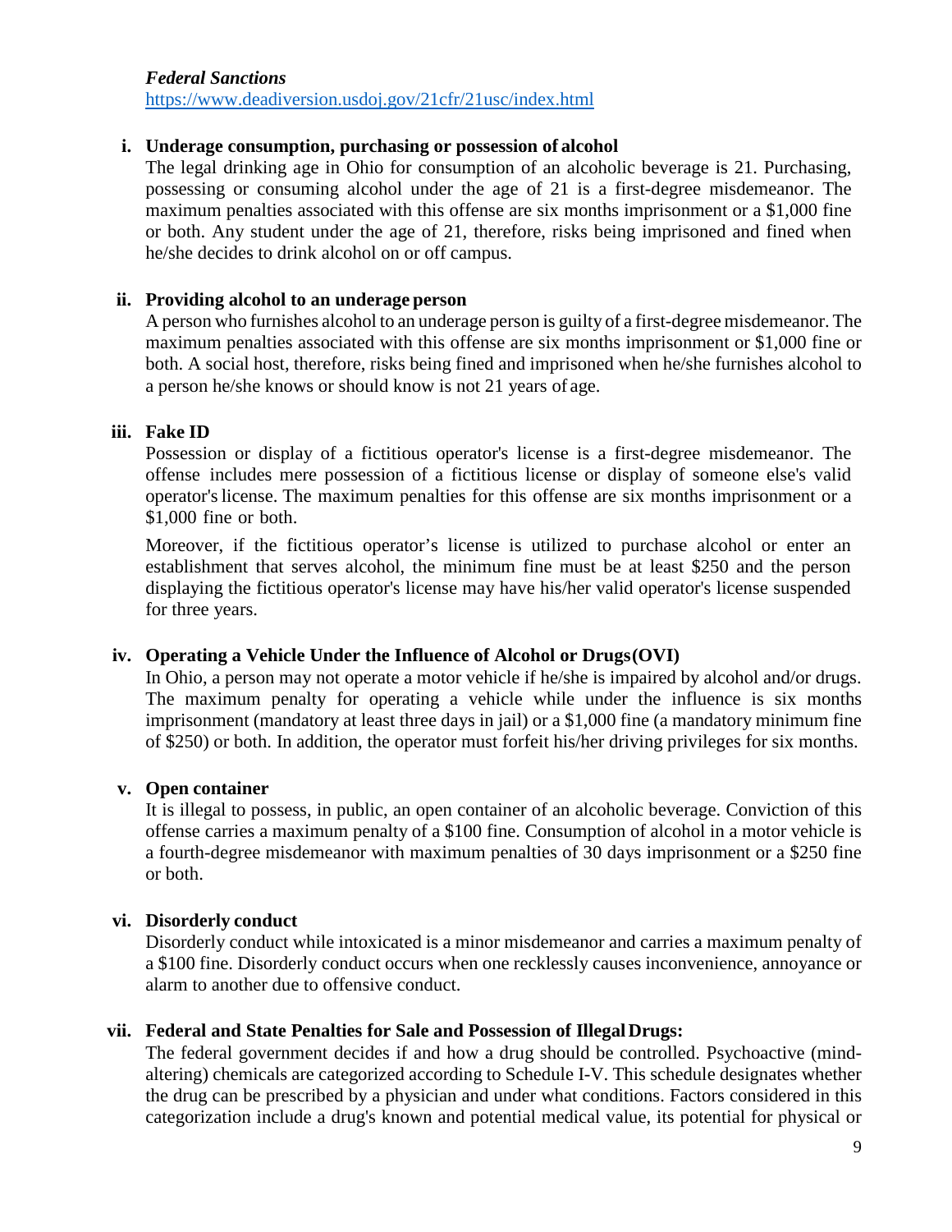***Federal Sanctions***
https://www.deadiversion.usdoj.gov/21cfr/21usc/index.html

**i. Underage consumption, purchasing or possession of alcohol**

The legal drinking age in Ohio for consumption of an alcoholic beverage is 21. Purchasing, possessing or consuming alcohol under the age of 21 is a first-degree misdemeanor. The maximum penalties associated with this offense are six months imprisonment or a $1,000 fine or both. Any student under the age of 21, therefore, risks being imprisoned and fined when he/she decides to drink alcohol on or off campus.

**ii. Providing alcohol to an underage person**

A person who furnishes alcohol to an underage person is guilty of a first-degree misdemeanor. The maximum penalties associated with this offense are six months imprisonment or $1,000 fine or both. A social host, therefore, risks being fined and imprisoned when he/she furnishes alcohol to a person he/she knows or should know is not 21 years of age.

**iii. Fake ID**

Possession or display of a fictitious operator's license is a first-degree misdemeanor. The offense includes mere possession of a fictitious license or display of someone else's valid operator's license. The maximum penalties for this offense are six months imprisonment or a $1,000 fine or both.

Moreover, if the fictitious operator's license is utilized to purchase alcohol or enter an establishment that serves alcohol, the minimum fine must be at least $250 and the person displaying the fictitious operator's license may have his/her valid operator's license suspended for three years.

**iv. Operating a Vehicle Under the Influence of Alcohol or Drugs (OVI)**

In Ohio, a person may not operate a motor vehicle if he/she is impaired by alcohol and/or drugs. The maximum penalty for operating a vehicle while under the influence is six months imprisonment (mandatory at least three days in jail) or a $1,000 fine (a mandatory minimum fine of $250) or both. In addition, the operator must forfeit his/her driving privileges for six months.

**v. Open container**

It is illegal to possess, in public, an open container of an alcoholic beverage. Conviction of this offense carries a maximum penalty of a $100 fine. Consumption of alcohol in a motor vehicle is a fourth-degree misdemeanor with maximum penalties of 30 days imprisonment or a $250 fine or both.

**vi. Disorderly conduct**

Disorderly conduct while intoxicated is a minor misdemeanor and carries a maximum penalty of a $100 fine. Disorderly conduct occurs when one recklessly causes inconvenience, annoyance or alarm to another due to offensive conduct.

**vii. Federal and State Penalties for Sale and Possession of Illegal Drugs:**

The federal government decides if and how a drug should be controlled. Psychoactive (mind-altering) chemicals are categorized according to Schedule I-V. This schedule designates whether the drug can be prescribed by a physician and under what conditions. Factors considered in this categorization include a drug's known and potential medical value, its potential for physical or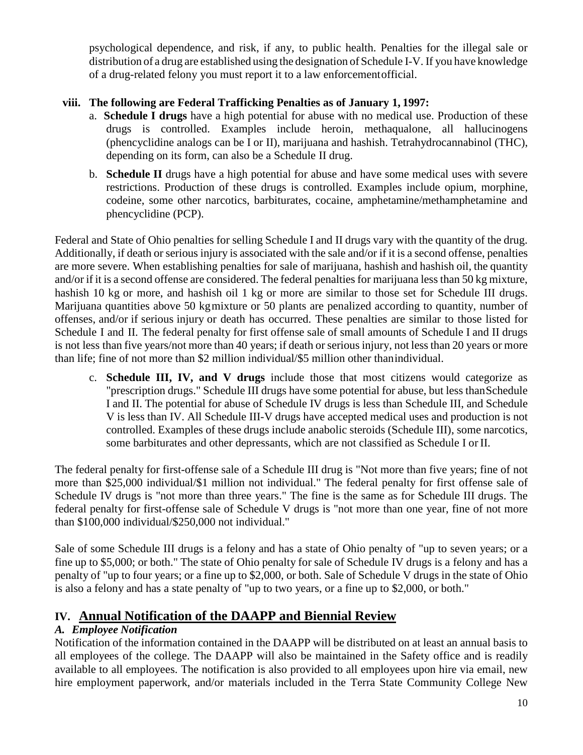psychological dependence, and risk, if any, to public health. Penalties for the illegal sale or distribution of a drug are established using the designation of Schedule I-V. If you have knowledge of a drug-related felony you must report it to a law enforcement official.

**viii. The following are Federal Trafficking Penalties as of January 1, 1997:**

a. **Schedule I drugs** have a high potential for abuse with no medical use. Production of these drugs is controlled. Examples include heroin, methaqualone, all hallucinogens (phencyclidine analogs can be I or II), marijuana and hashish. Tetrahydrocannabinol (THC), depending on its form, can also be a Schedule II drug.

b. **Schedule II** drugs have a high potential for abuse and have some medical uses with severe restrictions. Production of these drugs is controlled. Examples include opium, morphine, codeine, some other narcotics, barbiturates, cocaine, amphetamine/methamphetamine and phencyclidine (PCP).

Federal and State of Ohio penalties for selling Schedule I and II drugs vary with the quantity of the drug. Additionally, if death or serious injury is associated with the sale and/or if it is a second offense, penalties are more severe. When establishing penalties for sale of marijuana, hashish and hashish oil, the quantity and/or if it is a second offense are considered. The federal penalties for marijuana less than 50 kg mixture, hashish 10 kg or more, and hashish oil 1 kg or more are similar to those set for Schedule III drugs. Marijuana quantities above 50 kg mixture or 50 plants are penalized according to quantity, number of offenses, and/or if serious injury or death has occurred. These penalties are similar to those listed for Schedule I and II. The federal penalty for first offense sale of small amounts of Schedule I and II drugs is not less than five years/not more than 40 years; if death or serious injury, not less than 20 years or more than life; fine of not more than $2 million individual/$5 million other than individual.

c. **Schedule III, IV, and V drugs** include those that most citizens would categorize as "prescription drugs." Schedule III drugs have some potential for abuse, but less than Schedule I and II. The potential for abuse of Schedule IV drugs is less than Schedule III, and Schedule V is less than IV. All Schedule III-V drugs have accepted medical uses and production is not controlled. Examples of these drugs include anabolic steroids (Schedule III), some narcotics, some barbiturates and other depressants, which are not classified as Schedule I or II.

The federal penalty for first-offense sale of a Schedule III drug is "Not more than five years; fine of not more than $25,000 individual/$1 million not individual." The federal penalty for first offense sale of Schedule IV drugs is "not more than three years." The fine is the same as for Schedule III drugs. The federal penalty for first-offense sale of Schedule V drugs is "not more than one year, fine of not more than $100,000 individual/$250,000 not individual."

Sale of some Schedule III drugs is a felony and has a state of Ohio penalty of "up to seven years; or a fine up to $5,000; or both." The state of Ohio penalty for sale of Schedule IV drugs is a felony and has a penalty of "up to four years; or a fine up to $2,000, or both. Sale of Schedule V drugs in the state of Ohio is also a felony and has a state penalty of "up to two years, or a fine up to $2,000, or both."

## IV. Annual Notification of the DAAPP and Biennial Review

### *A. Employee Notification*

Notification of the information contained in the DAAPP will be distributed on at least an annual basis to all employees of the college. The DAAPP will also be maintained in the Safety office and is readily available to all employees. The notification is also provided to all employees upon hire via email, new hire employment paperwork, and/or materials included in the Terra State Community College New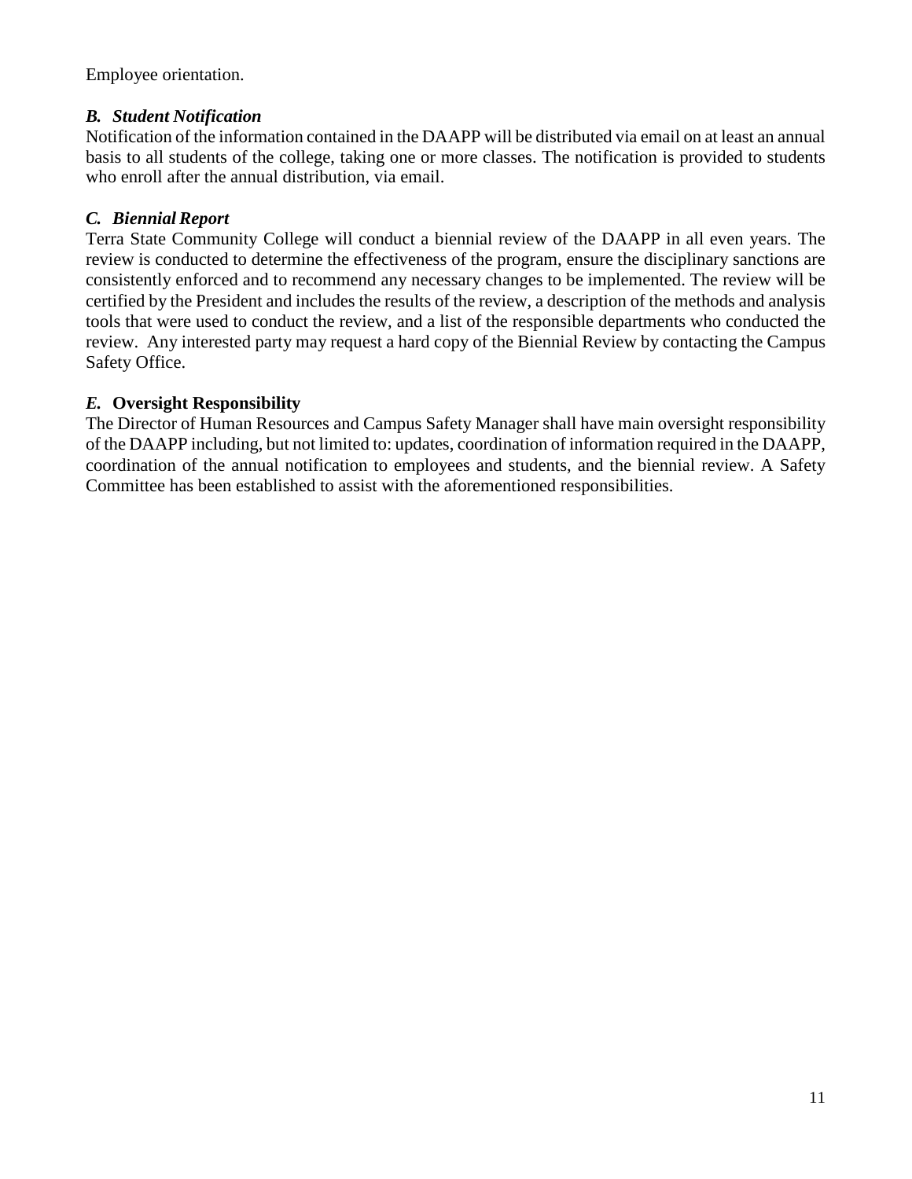Employee orientation.

### *B. Student Notification*

Notification of the information contained in the DAAPP will be distributed via email on at least an annual basis to all students of the college, taking one or more classes. The notification is provided to students who enroll after the annual distribution, via email.

### *C. Biennial Report*

Terra State Community College will conduct a biennial review of the DAAPP in all even years. The review is conducted to determine the effectiveness of the program, ensure the disciplinary sanctions are consistently enforced and to recommend any necessary changes to be implemented. The review will be certified by the President and includes the results of the review, a description of the methods and analysis tools that were used to conduct the review, and a list of the responsible departments who conducted the review. Any interested party may request a hard copy of the Biennial Review by contacting the Campus Safety Office.

### *E.* **Oversight Responsibility**

The Director of Human Resources and Campus Safety Manager shall have main oversight responsibility of the DAAPP including, but not limited to: updates, coordination of information required in the DAAPP, coordination of the annual notification to employees and students, and the biennial review. A Safety Committee has been established to assist with the aforementioned responsibilities.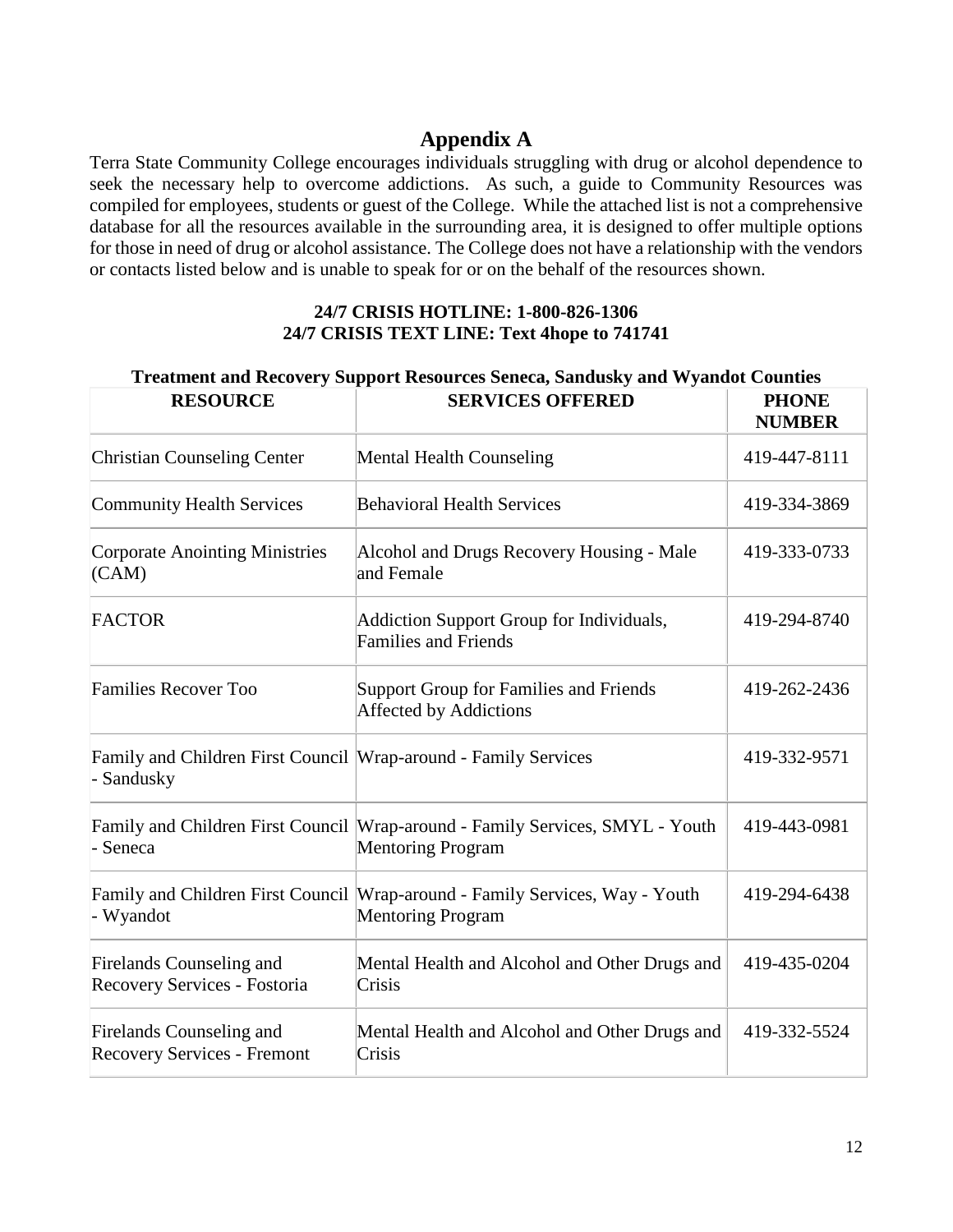# Appendix A

Terra State Community College encourages individuals struggling with drug or alcohol dependence to seek the necessary help to overcome addictions. As such, a guide to Community Resources was compiled for employees, students or guest of the College. While the attached list is not a comprehensive database for all the resources available in the surrounding area, it is designed to offer multiple options for those in need of drug or alcohol assistance. The College does not have a relationship with the vendors or contacts listed below and is unable to speak for or on the behalf of the resources shown.

**24/7 CRISIS HOTLINE: 1-800-826-1306**
**24/7 CRISIS TEXT LINE: Text 4hope to 741741**

**Treatment and Recovery Support Resources Seneca, Sandusky and Wyandot Counties**

| RESOURCE | SERVICES OFFERED | PHONE NUMBER |
|---|---|---|
| Christian Counseling Center | Mental Health Counseling | 419-447-8111 |
| Community Health Services | Behavioral Health Services | 419-334-3869 |
| Corporate Anointing Ministries (CAM) | Alcohol and Drugs Recovery Housing - Male and Female | 419-333-0733 |
| FACTOR | Addiction Support Group for Individuals, Families and Friends | 419-294-8740 |
| Families Recover Too | Support Group for Families and Friends Affected by Addictions | 419-262-2436 |
| Family and Children First Council - Sandusky | Wrap-around - Family Services | 419-332-9571 |
| Family and Children First Council - Seneca | Wrap-around - Family Services, SMYL - Youth Mentoring Program | 419-443-0981 |
| Family and Children First Council - Wyandot | Wrap-around - Family Services, Way - Youth Mentoring Program | 419-294-6438 |
| Firelands Counseling and Recovery Services - Fostoria | Mental Health and Alcohol and Other Drugs and Crisis | 419-435-0204 |
| Firelands Counseling and Recovery Services - Fremont | Mental Health and Alcohol and Other Drugs and Crisis | 419-332-5524 |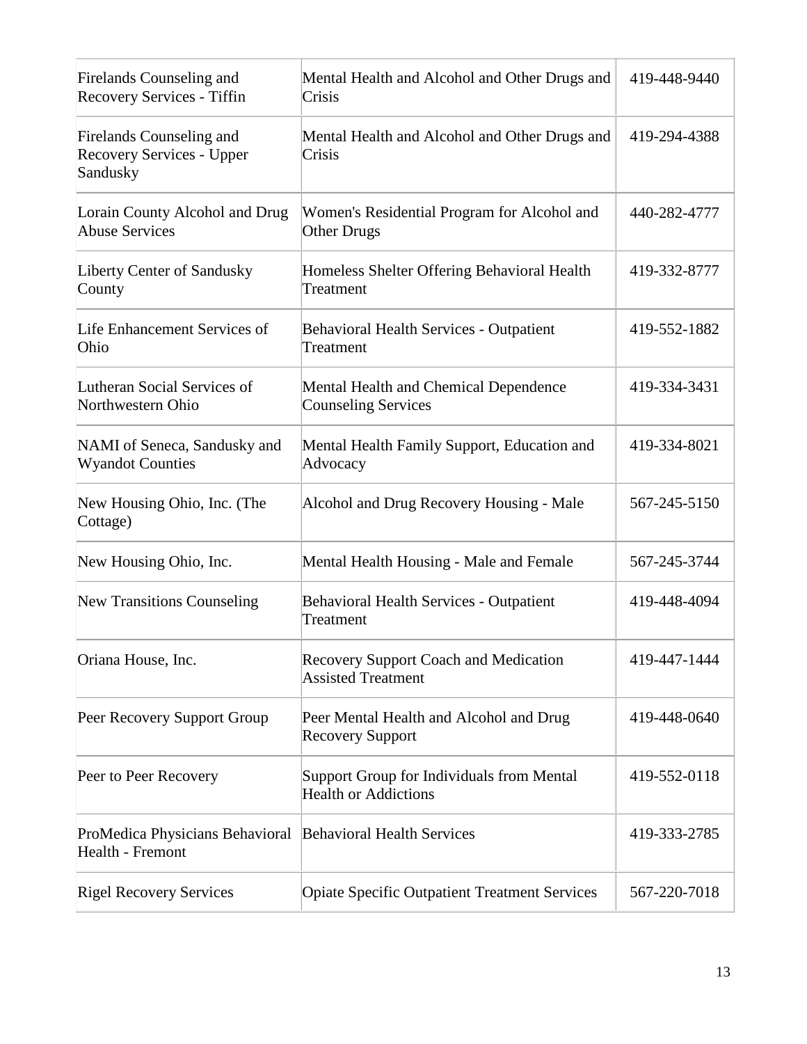| | | |
|---|---|---|
| Firelands Counseling and Recovery Services - Tiffin | Mental Health and Alcohol and Other Drugs and Crisis | 419-448-9440 |
| Firelands Counseling and Recovery Services - Upper Sandusky | Mental Health and Alcohol and Other Drugs and Crisis | 419-294-4388 |
| Lorain County Alcohol and Drug Abuse Services | Women's Residential Program for Alcohol and Other Drugs | 440-282-4777 |
| Liberty Center of Sandusky County | Homeless Shelter Offering Behavioral Health Treatment | 419-332-8777 |
| Life Enhancement Services of Ohio | Behavioral Health Services - Outpatient Treatment | 419-552-1882 |
| Lutheran Social Services of Northwestern Ohio | Mental Health and Chemical Dependence Counseling Services | 419-334-3431 |
| NAMI of Seneca, Sandusky and Wyandot Counties | Mental Health Family Support, Education and Advocacy | 419-334-8021 |
| New Housing Ohio, Inc. (The Cottage) | Alcohol and Drug Recovery Housing - Male | 567-245-5150 |
| New Housing Ohio, Inc. | Mental Health Housing - Male and Female | 567-245-3744 |
| New Transitions Counseling | Behavioral Health Services - Outpatient Treatment | 419-448-4094 |
| Oriana House, Inc. | Recovery Support Coach and Medication Assisted Treatment | 419-447-1444 |
| Peer Recovery Support Group | Peer Mental Health and Alcohol and Drug Recovery Support | 419-448-0640 |
| Peer to Peer Recovery | Support Group for Individuals from Mental Health or Addictions | 419-552-0118 |
| ProMedica Physicians Behavioral Health - Fremont | Behavioral Health Services | 419-333-2785 |
| Rigel Recovery Services | Opiate Specific Outpatient Treatment Services | 567-220-7018 |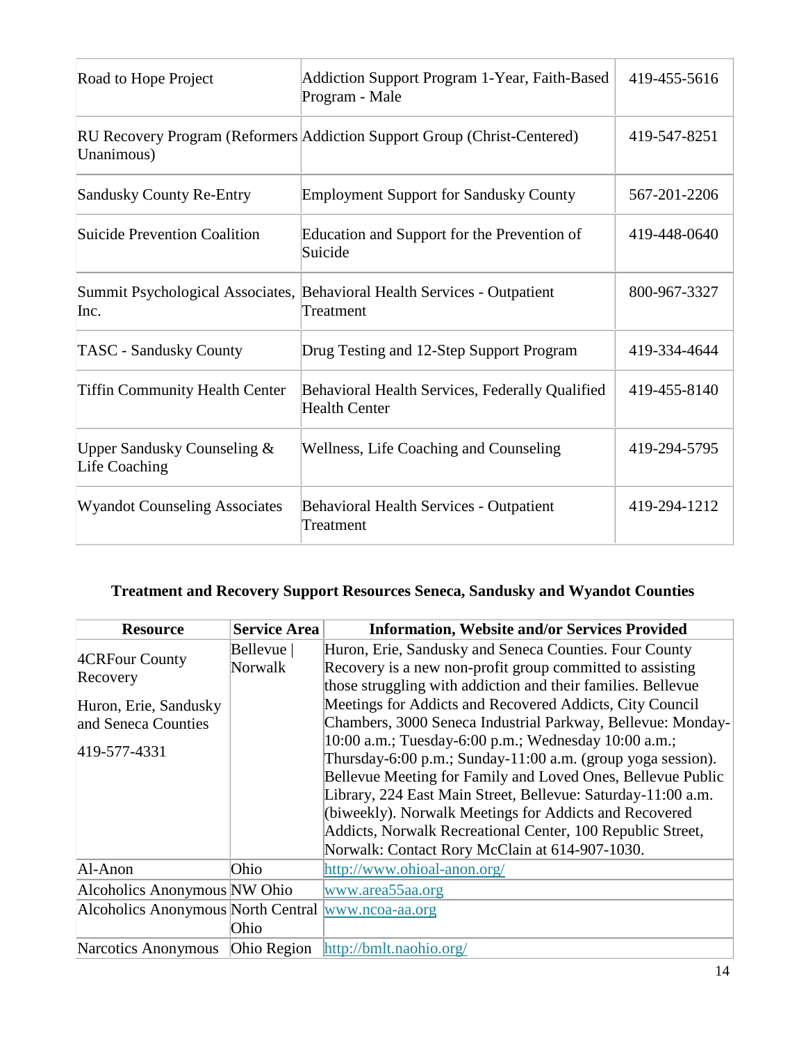| Road to Hope Project | Addiction Support Program 1-Year, Faith-Based Program - Male | 419-455-5616 |
|---|---|---|
| RU Recovery Program (Reformers Unanimous) | Addiction Support Group (Christ-Centered) | 419-547-8251 |
| Sandusky County Re-Entry | Employment Support for Sandusky County | 567-201-2206 |
| Suicide Prevention Coalition | Education and Support for the Prevention of Suicide | 419-448-0640 |
| Summit Psychological Associates, Inc. | Behavioral Health Services - Outpatient Treatment | 800-967-3327 |
| TASC - Sandusky County | Drug Testing and 12-Step Support Program | 419-334-4644 |
| Tiffin Community Health Center | Behavioral Health Services, Federally Qualified Health Center | 419-455-8140 |
| Upper Sandusky Counseling & Life Coaching | Wellness, Life Coaching and Counseling | 419-294-5795 |
| Wyandot Counseling Associates | Behavioral Health Services - Outpatient Treatment | 419-294-1212 |

**Treatment and Recovery Support Resources Seneca, Sandusky and Wyandot Counties**

| Resource | Service Area | Information, Website and/or Services Provided |
|---|---|---|
| 4CRFour County Recovery<br><br>Huron, Erie, Sandusky and Seneca Counties<br><br>419-577-4331 | Bellevue \| Norwalk | Huron, Erie, Sandusky and Seneca Counties. Four County Recovery is a new non-profit group committed to assisting those struggling with addiction and their families. Bellevue Meetings for Addicts and Recovered Addicts, City Council Chambers, 3000 Seneca Industrial Parkway, Bellevue: Monday-10:00 a.m.; Tuesday-6:00 p.m.; Wednesday 10:00 a.m.; Thursday-6:00 p.m.; Sunday-11:00 a.m. (group yoga session). Bellevue Meeting for Family and Loved Ones, Bellevue Public Library, 224 East Main Street, Bellevue: Saturday-11:00 a.m. (biweekly). Norwalk Meetings for Addicts and Recovered Addicts, Norwalk Recreational Center, 100 Republic Street, Norwalk: Contact Rory McClain at 614-907-1030. |
| Al-Anon | Ohio | http://www.ohioal-anon.org/ |
| Alcoholics Anonymous | NW Ohio | www.area55aa.org |
| Alcoholics Anonymous | North Central Ohio | www.ncoa-aa.org |
| Narcotics Anonymous | Ohio Region | http://bmlt.naohio.org/ |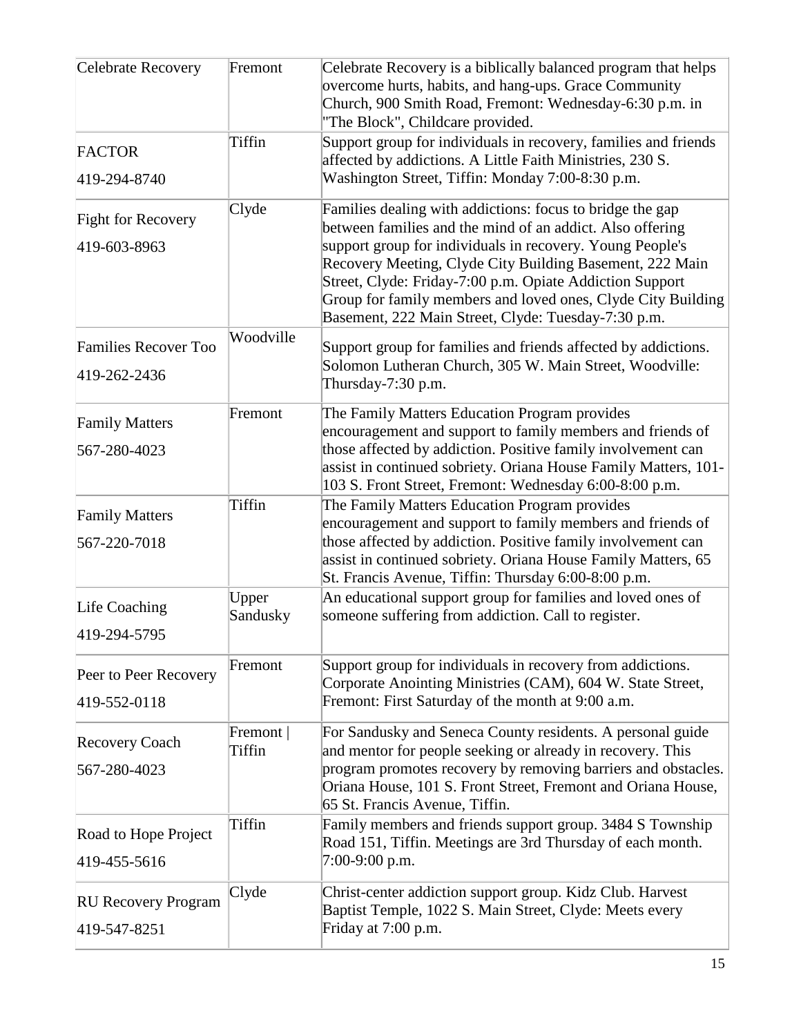| | | |
|---|---|---|
| Celebrate Recovery | Fremont | Celebrate Recovery is a biblically balanced program that helps overcome hurts, habits, and hang-ups. Grace Community Church, 900 Smith Road, Fremont: Wednesday-6:30 p.m. in "The Block", Childcare provided. |
| FACTOR<br>419-294-8740 | Tiffin | Support group for individuals in recovery, families and friends affected by addictions. A Little Faith Ministries, 230 S. Washington Street, Tiffin: Monday 7:00-8:30 p.m. |
| Fight for Recovery<br>419-603-8963 | Clyde | Families dealing with addictions: focus to bridge the gap between families and the mind of an addict. Also offering support group for individuals in recovery. Young People's Recovery Meeting, Clyde City Building Basement, 222 Main Street, Clyde: Friday-7:00 p.m. Opiate Addiction Support Group for family members and loved ones, Clyde City Building Basement, 222 Main Street, Clyde: Tuesday-7:30 p.m. |
| Families Recover Too<br>419-262-2436 | Woodville | Support group for families and friends affected by addictions. Solomon Lutheran Church, 305 W. Main Street, Woodville: Thursday-7:30 p.m. |
| Family Matters<br>567-280-4023 | Fremont | The Family Matters Education Program provides encouragement and support to family members and friends of those affected by addiction. Positive family involvement can assist in continued sobriety. Oriana House Family Matters, 101-103 S. Front Street, Fremont: Wednesday 6:00-8:00 p.m. |
| Family Matters<br>567-220-7018 | Tiffin | The Family Matters Education Program provides encouragement and support to family members and friends of those affected by addiction. Positive family involvement can assist in continued sobriety. Oriana House Family Matters, 65 St. Francis Avenue, Tiffin: Thursday 6:00-8:00 p.m. |
| Life Coaching<br>419-294-5795 | Upper Sandusky | An educational support group for families and loved ones of someone suffering from addiction. Call to register. |
| Peer to Peer Recovery<br>419-552-0118 | Fremont | Support group for individuals in recovery from addictions. Corporate Anointing Ministries (CAM), 604 W. State Street, Fremont: First Saturday of the month at 9:00 a.m. |
| Recovery Coach<br>567-280-4023 | Fremont \| Tiffin | For Sandusky and Seneca County residents. A personal guide and mentor for people seeking or already in recovery. This program promotes recovery by removing barriers and obstacles. Oriana House, 101 S. Front Street, Fremont and Oriana House, 65 St. Francis Avenue, Tiffin. |
| Road to Hope Project<br>419-455-5616 | Tiffin | Family members and friends support group. 3484 S Township Road 151, Tiffin. Meetings are 3rd Thursday of each month. 7:00-9:00 p.m. |
| RU Recovery Program<br>419-547-8251 | Clyde | Christ-center addiction support group. Kidz Club. Harvest Baptist Temple, 1022 S. Main Street, Clyde: Meets every Friday at 7:00 p.m. |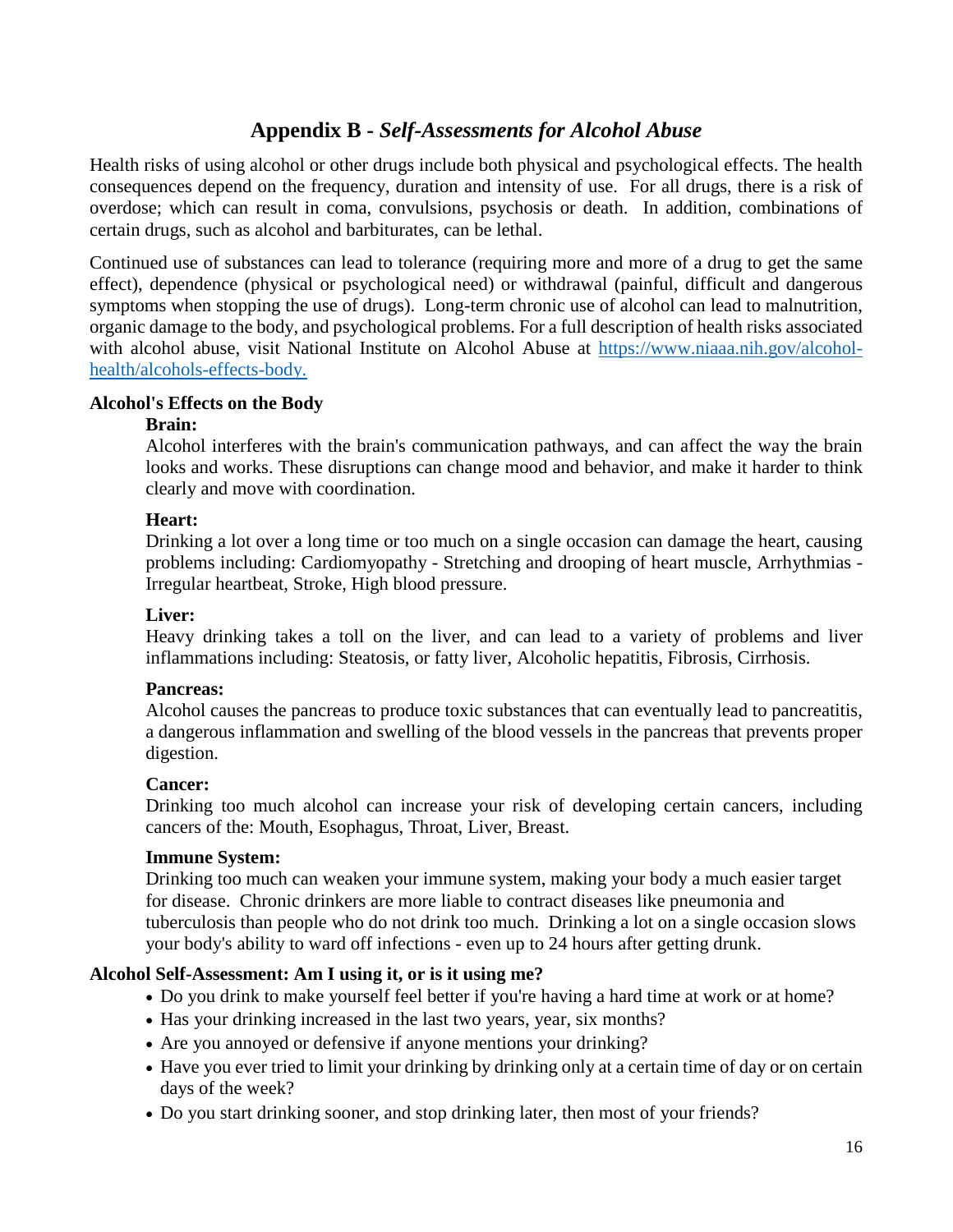## Appendix B - *Self-Assessments for Alcohol Abuse*

Health risks of using alcohol or other drugs include both physical and psychological effects. The health consequences depend on the frequency, duration and intensity of use. For all drugs, there is a risk of overdose; which can result in coma, convulsions, psychosis or death. In addition, combinations of certain drugs, such as alcohol and barbiturates, can be lethal.

Continued use of substances can lead to tolerance (requiring more and more of a drug to get the same effect), dependence (physical or psychological need) or withdrawal (painful, difficult and dangerous symptoms when stopping the use of drugs). Long-term chronic use of alcohol can lead to malnutrition, organic damage to the body, and psychological problems. For a full description of health risks associated with alcohol abuse, visit National Institute on Alcohol Abuse at [https://www.niaaa.nih.gov/alcohol-health/alcohols-effects-body.](https://www.niaaa.nih.gov/alcohol-health/alcohols-effects-body)

**Alcohol's Effects on the Body**

**Brain:**
Alcohol interferes with the brain's communication pathways, and can affect the way the brain looks and works. These disruptions can change mood and behavior, and make it harder to think clearly and move with coordination.

**Heart:**
Drinking a lot over a long time or too much on a single occasion can damage the heart, causing problems including: Cardiomyopathy - Stretching and drooping of heart muscle, Arrhythmias - Irregular heartbeat, Stroke, High blood pressure.

**Liver:**
Heavy drinking takes a toll on the liver, and can lead to a variety of problems and liver inflammations including: Steatosis, or fatty liver, Alcoholic hepatitis, Fibrosis, Cirrhosis.

**Pancreas:**
Alcohol causes the pancreas to produce toxic substances that can eventually lead to pancreatitis, a dangerous inflammation and swelling of the blood vessels in the pancreas that prevents proper digestion.

**Cancer:**
Drinking too much alcohol can increase your risk of developing certain cancers, including cancers of the: Mouth, Esophagus, Throat, Liver, Breast.

**Immune System:**
Drinking too much can weaken your immune system, making your body a much easier target for disease. Chronic drinkers are more liable to contract diseases like pneumonia and tuberculosis than people who do not drink too much. Drinking a lot on a single occasion slows your body's ability to ward off infections - even up to 24 hours after getting drunk.

**Alcohol Self-Assessment: Am I using it, or is it using me?**

- Do you drink to make yourself feel better if you're having a hard time at work or at home?
- Has your drinking increased in the last two years, year, six months?
- Are you annoyed or defensive if anyone mentions your drinking?
- Have you ever tried to limit your drinking by drinking only at a certain time of day or on certain days of the week?
- Do you start drinking sooner, and stop drinking later, then most of your friends?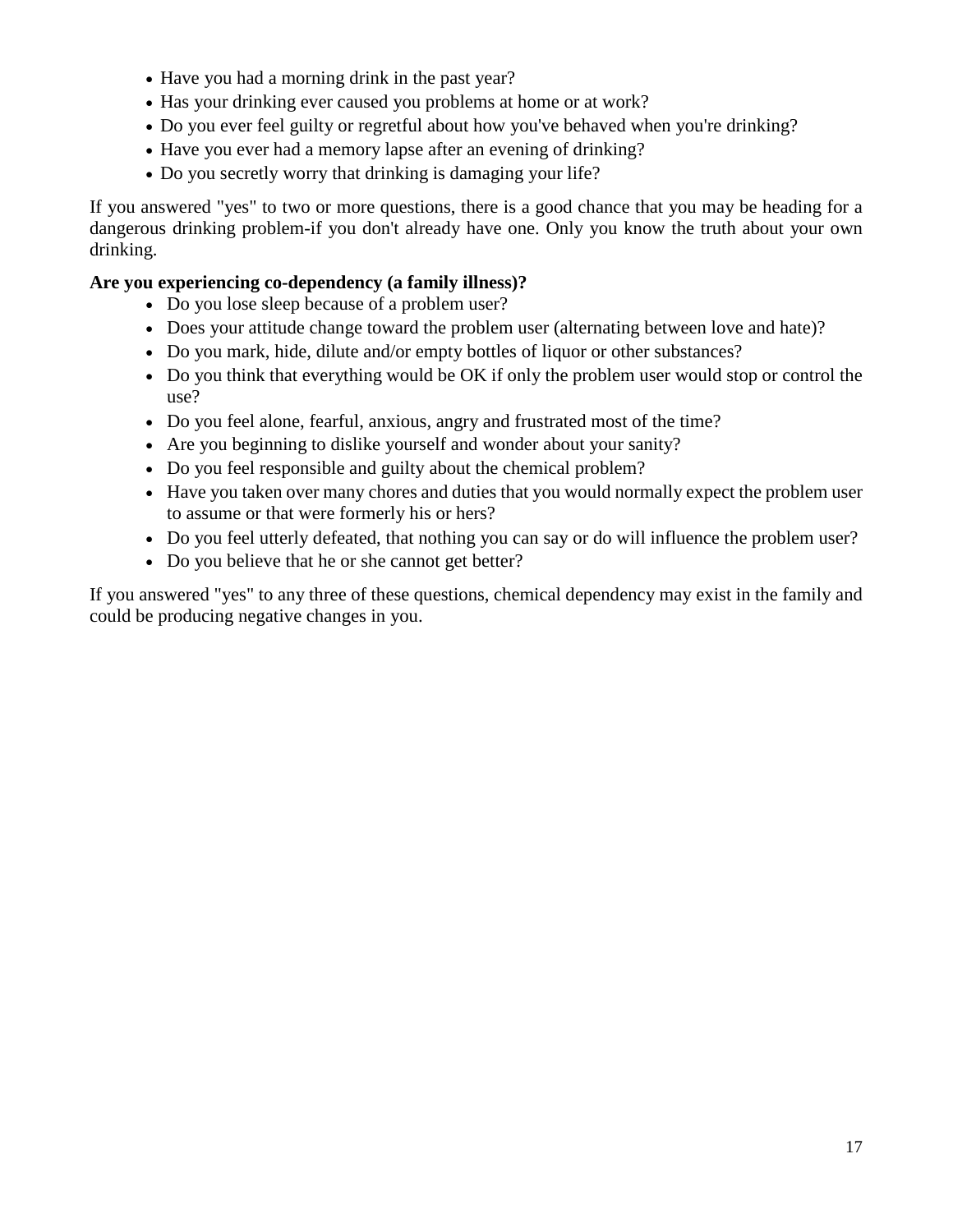- Have you had a morning drink in the past year?
- Has your drinking ever caused you problems at home or at work?
- Do you ever feel guilty or regretful about how you've behaved when you're drinking?
- Have you ever had a memory lapse after an evening of drinking?
- Do you secretly worry that drinking is damaging your life?

If you answered "yes" to two or more questions, there is a good chance that you may be heading for a dangerous drinking problem-if you don't already have one. Only you know the truth about your own drinking.

**Are you experiencing co-dependency (a family illness)?**

- Do you lose sleep because of a problem user?
- Does your attitude change toward the problem user (alternating between love and hate)?
- Do you mark, hide, dilute and/or empty bottles of liquor or other substances?
- Do you think that everything would be OK if only the problem user would stop or control the use?
- Do you feel alone, fearful, anxious, angry and frustrated most of the time?
- Are you beginning to dislike yourself and wonder about your sanity?
- Do you feel responsible and guilty about the chemical problem?
- Have you taken over many chores and duties that you would normally expect the problem user to assume or that were formerly his or hers?
- Do you feel utterly defeated, that nothing you can say or do will influence the problem user?
- Do you believe that he or she cannot get better?

If you answered "yes" to any three of these questions, chemical dependency may exist in the family and could be producing negative changes in you.